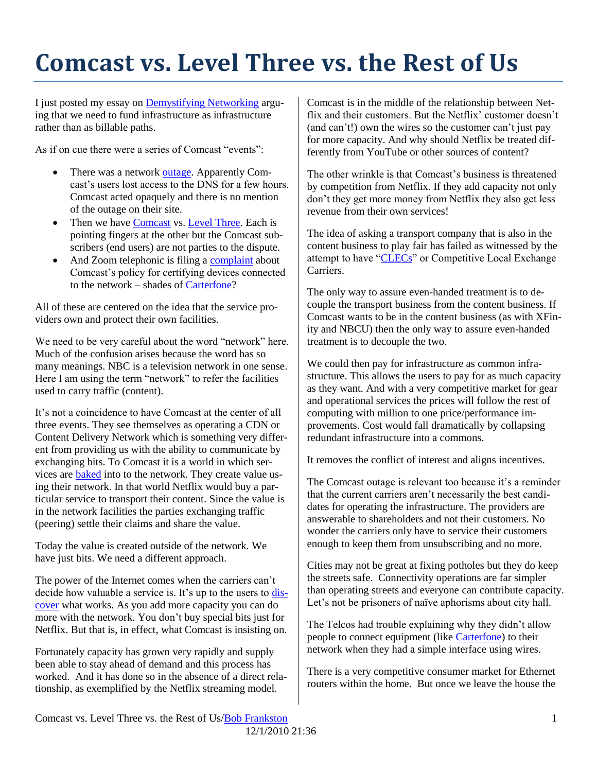# Comcast vs. Level Three vs. the Rest of Us

I just posted my essay on Demystifying Networking arguing that we need to fund infrastructure as infrastructure rather than as billable paths.

As if on cue there were a series of Comcast "events":

- There was a network outage. Apparently Comcast's users lost access to the DNS for a few hours. Comcast acted opaquely and there is no mention of the outage on their site.
- Then we have Comcast vs. Level Three. Each is pointing fingers at the other but the Comcast subscribers (end users) are not parties to the dispute.
- And Zoom telephonic is filing a complaint about Comcast's policy for certifying devices connected to the network – shades of Carterfone?

All of these are centered on the idea that the service providers own and protect their own facilities.

We need to be very careful about the word "network" here. Much of the confusion arises because the word has so many meanings. NBC is a television network in one sense. Here I am using the term "network" to refer the facilities used to carry traffic (content).

It's not a coincidence to have Comcast at the center of all three events. They see themselves as operating a CDN or Content Delivery Network which is something very different from providing us with the ability to communicate by exchanging bits. To Comcast it is a world in which services are baked into to the network. They create value using their network. In that world Netflix would buy a particular service to transport their content. Since the value is in the network facilities the parties exchanging traffic (peering) settle their claims and share the value.

Today the value is created outside of the network. We have just bits. We need a different approach.

The power of the Internet comes when the carriers can't decide how valuable a service is. It's up to the users to discover what works. As you add more capacity you can do more with the network. You don't buy special bits just for Netflix. But that is, in effect, what Comcast is insisting on.

Fortunately capacity has grown very rapidly and supply been able to stay ahead of demand and this process has worked. And it has done so in the absence of a direct relationship, as exemplified by the Netflix streaming model.

Comcast is in the middle of the relationship between Netflix and their customers. But the Netflix' customer doesn't (and can't!) own the wires so the customer can't just pay for more capacity. And why should Netflix be treated differently from YouTube or other sources of content?

The other wrinkle is that Comcast's business is threatened by competition from Netflix. If they add capacity not only don't they get more money from Netflix they also get less revenue from their own services!

The idea of asking a transport company that is also in the content business to play fair has failed as witnessed by the attempt to have "CLECs" or Competitive Local Exchange Carriers.

The only way to assure even-handed treatment is to decouple the transport business from the content business. If Comcast wants to be in the content business (as with XFinity and NBCU) then the only way to assure even-handed treatment is to decouple the two.

We could then pay for infrastructure as common infrastructure. This allows the users to pay for as much capacity as they want. And with a very competitive market for gear and operational services the prices will follow the rest of computing with million to one price/performance improvements. Cost would fall dramatically by collapsing redundant infrastructure into a commons.

It removes the conflict of interest and aligns incentives.

The Comcast outage is relevant too because it's a reminder that the current carriers aren't necessarily the best candidates for operating the infrastructure. The providers are answerable to shareholders and not their customers. No wonder the carriers only have to service their customers enough to keep them from unsubscribing and no more.

Cities may not be great at fixing potholes but they do keep the streets safe. Connectivity operations are far simpler than operating streets and everyone can contribute capacity. Let's not be prisoners of naïve aphorisms about city hall.

The Telcos had trouble explaining why they didn't allow people to connect equipment (like Carterfone) to their network when they had a simple interface using wires.

There is a very competitive consumer market for Ethernet routers within the home. But once we leave the house the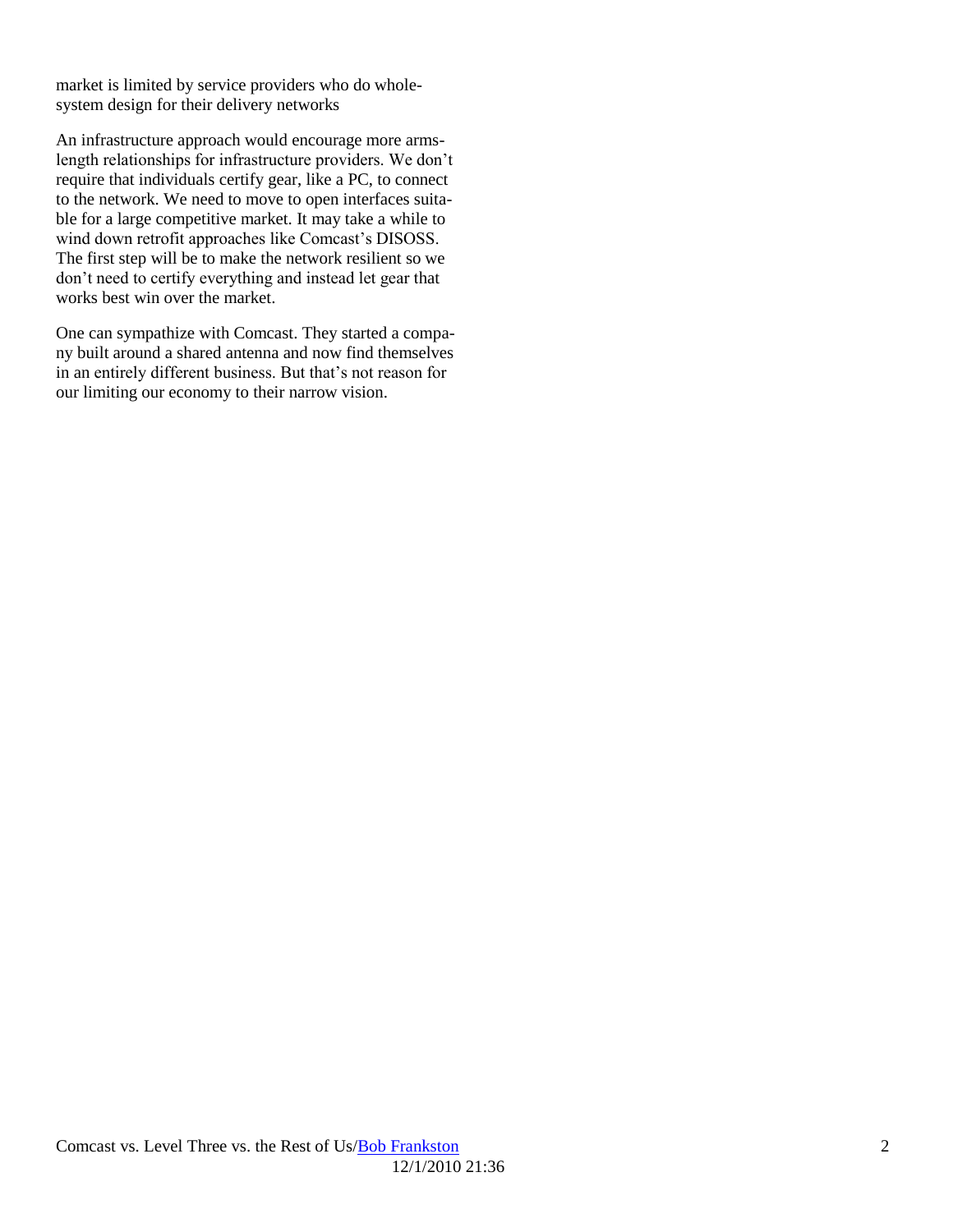market is limited by service providers who do whole-system design for their delivery networks

An infrastructure approach would encourage more arms-length relationships for infrastructure providers. We don't require that individuals certify gear, like a PC, to connect to the network. We need to move to open interfaces suitable for a large competitive market. It may take a while to wind down retrofit approaches like Comcast's DISOSS. The first step will be to make the network resilient so we don't need to certify everything and instead let gear that works best win over the market.

One can sympathize with Comcast. They started a company built around a shared antenna and now find themselves in an entirely different business. But that's not reason for our limiting our economy to their narrow vision.